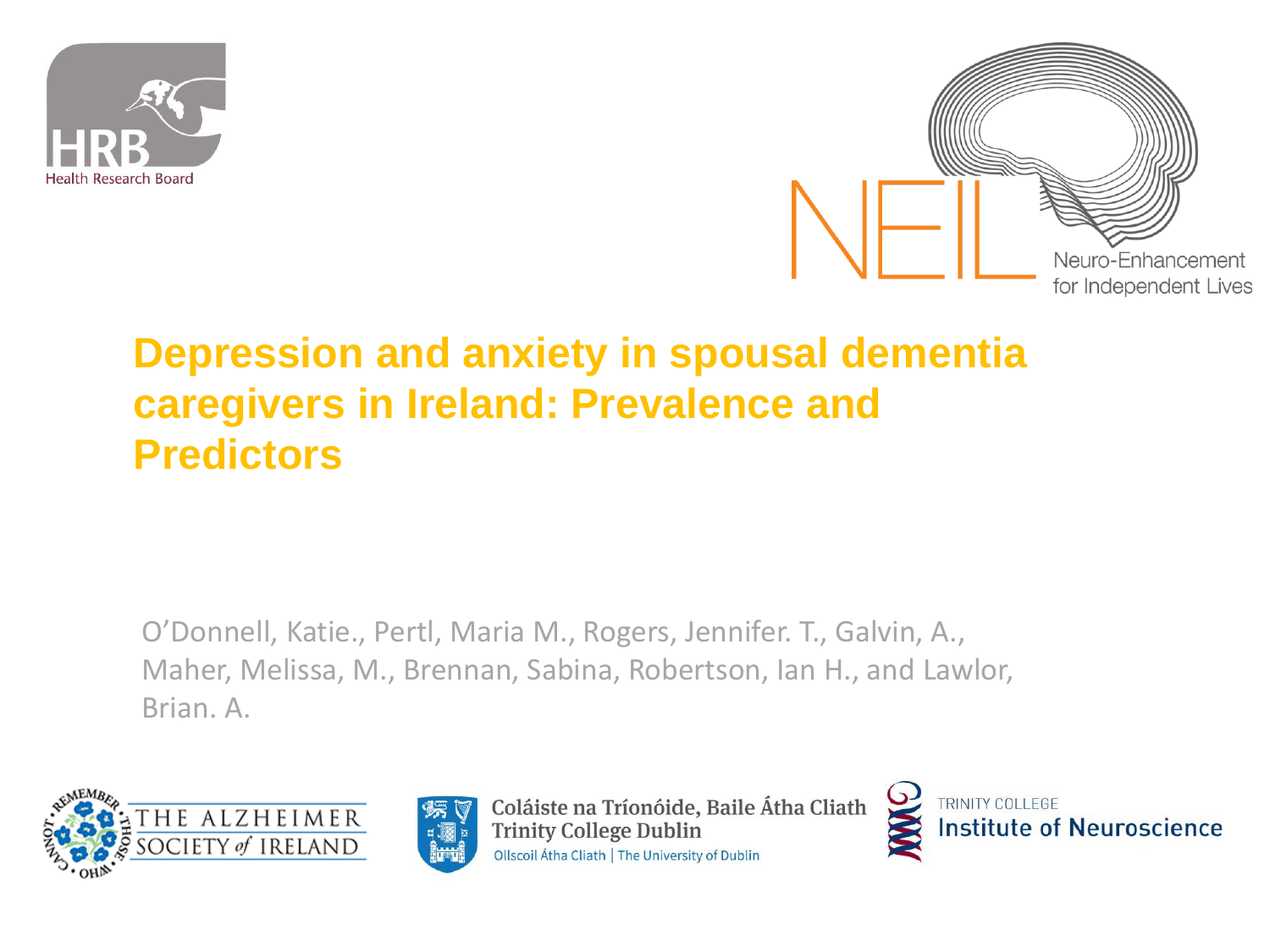# Depression and anxiety in spousal dementia caregivers in Ireland: Prevalence and Predictors

O'Donnell, Katie., Pertl, Maria M., Rogers, Jennifer. T., Galvin, A., Maher, Melissa, M., Brennan, Sabina, Robertson, Ian H., and Lawlor, Brian. A.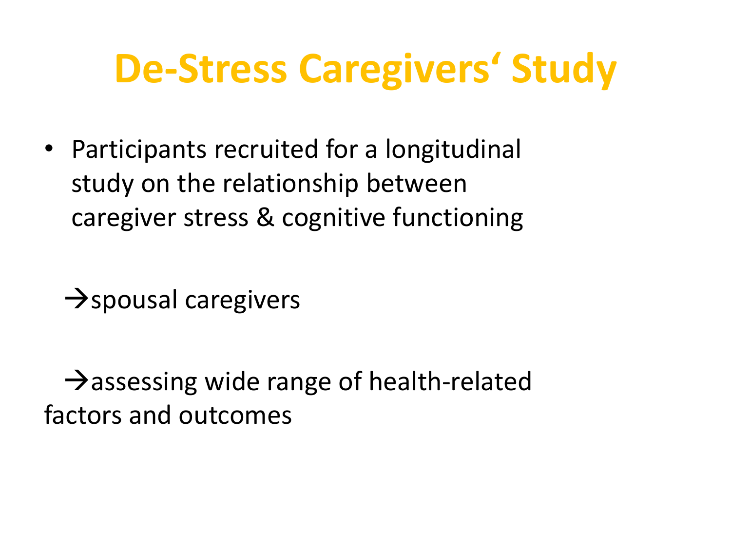# De-Stress Caregivers' Study

- Participants recruited for a longitudinal study on the relationship between caregiver stress & cognitive functioning

→spousal caregivers

→assessing wide range of health-related factors and outcomes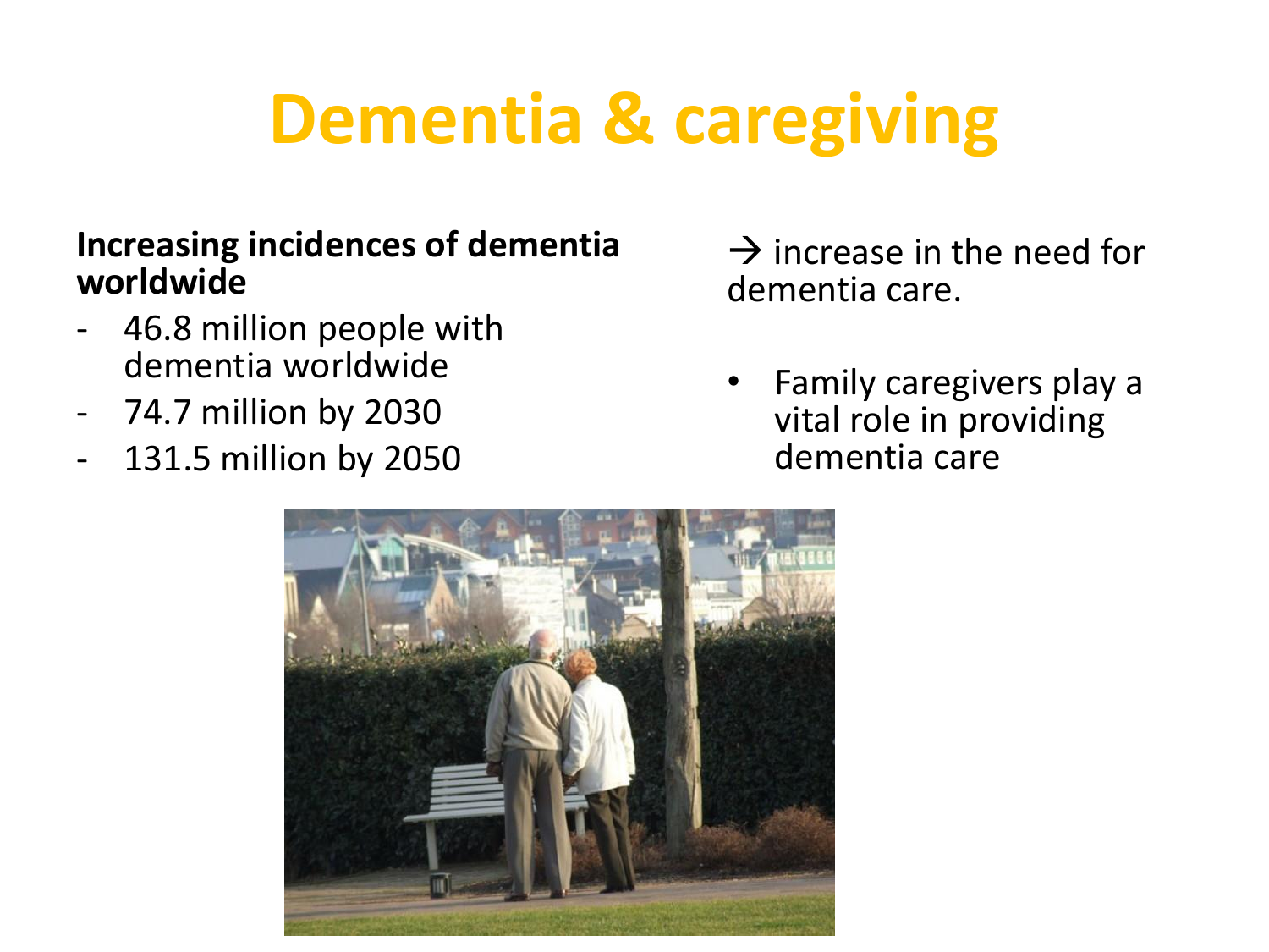# Dementia & caregiving

**Increasing incidences of dementia worldwide**

- 46.8 million people with dementia worldwide
- 74.7 million by 2030
- 131.5 million by 2050

→ increase in the need for dementia care.

- Family caregivers play a vital role in providing dementia care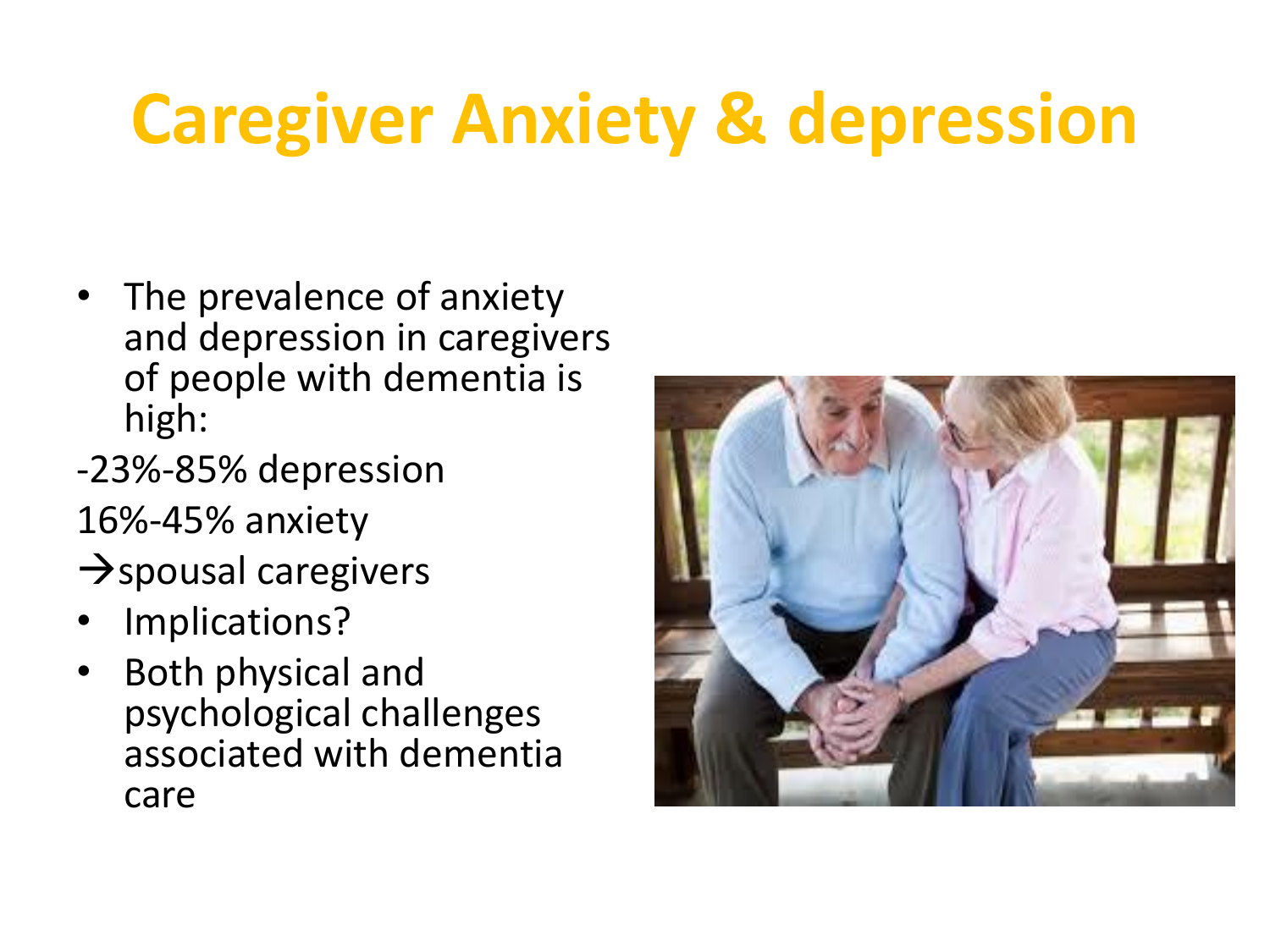# Caregiver Anxiety & depression

- The prevalence of anxiety and depression in caregivers of people with dementia is high:

-23%-85% depression

16%-45% anxiety

→spousal caregivers

- Implications?
- Both physical and psychological challenges associated with dementia care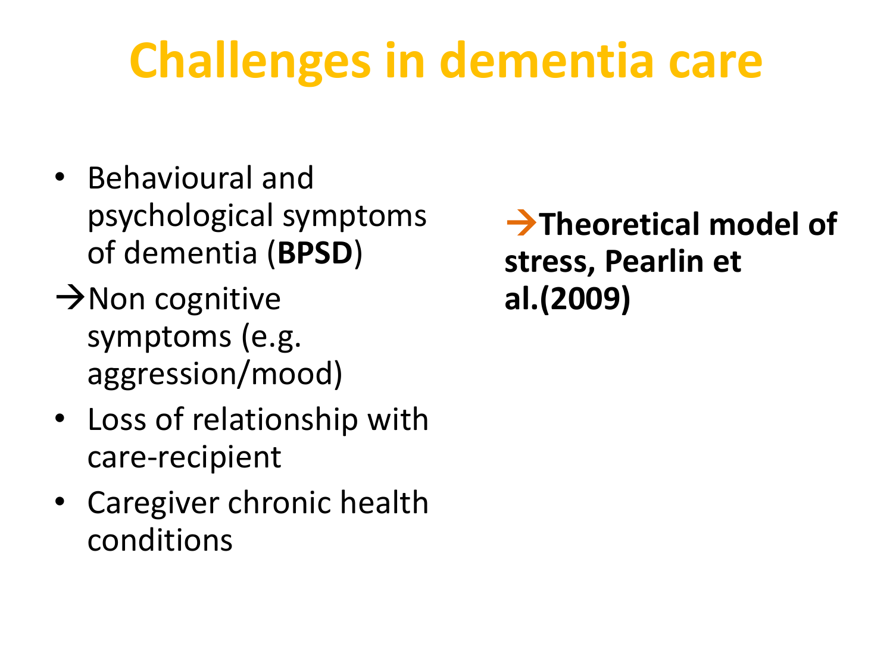# Challenges in dementia care

- Behavioural and psychological symptoms of dementia (**BPSD**)

→Non cognitive symptoms (e.g. aggression/mood)

- Loss of relationship with care-recipient
- Caregiver chronic health conditions

**→Theoretical model of stress, Pearlin et al.(2009)**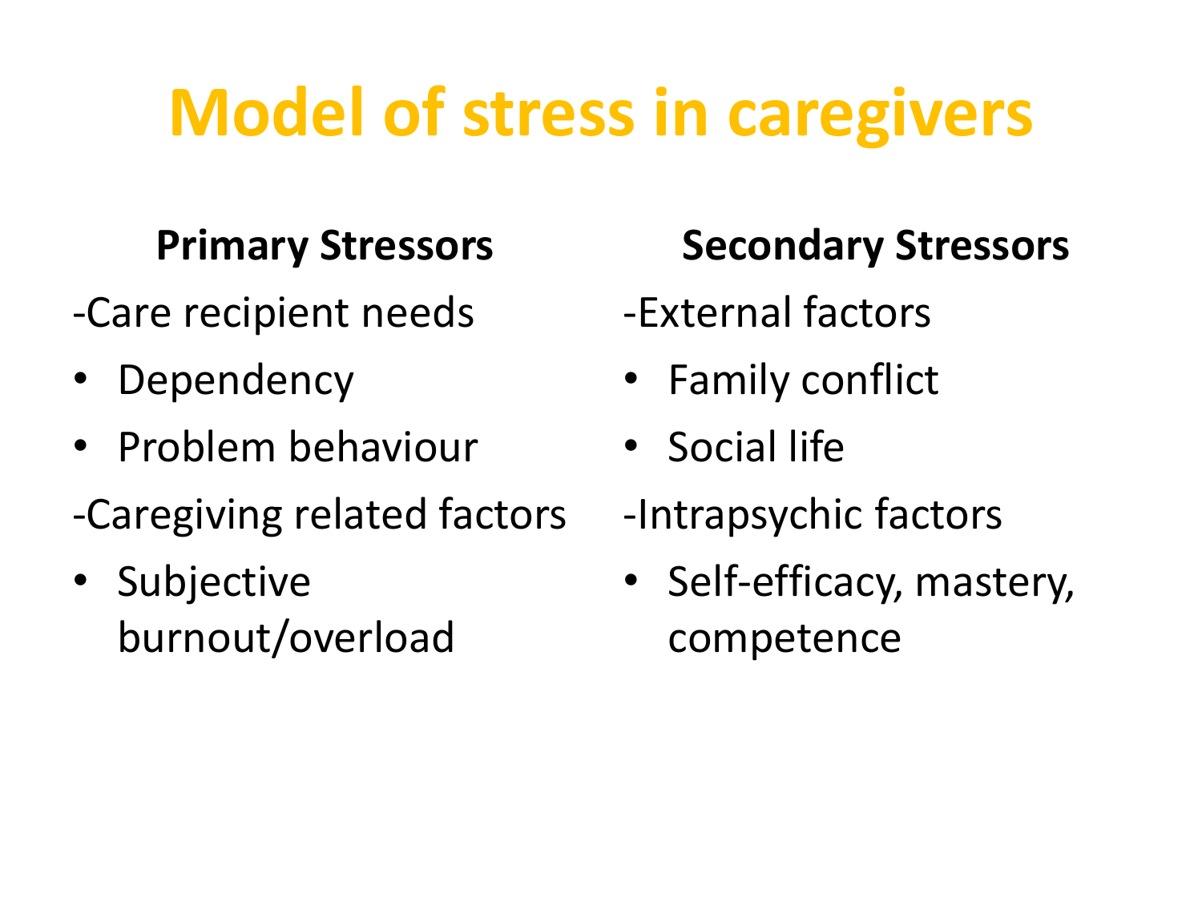# Model of stress in caregivers

**Primary Stressors**

-Care recipient needs

- Dependency
- Problem behaviour

-Caregiving related factors

- Subjective burnout/overload

**Secondary Stressors**

-External factors

- Family conflict
- Social life

-Intrapsychic factors

- Self-efficacy, mastery, competence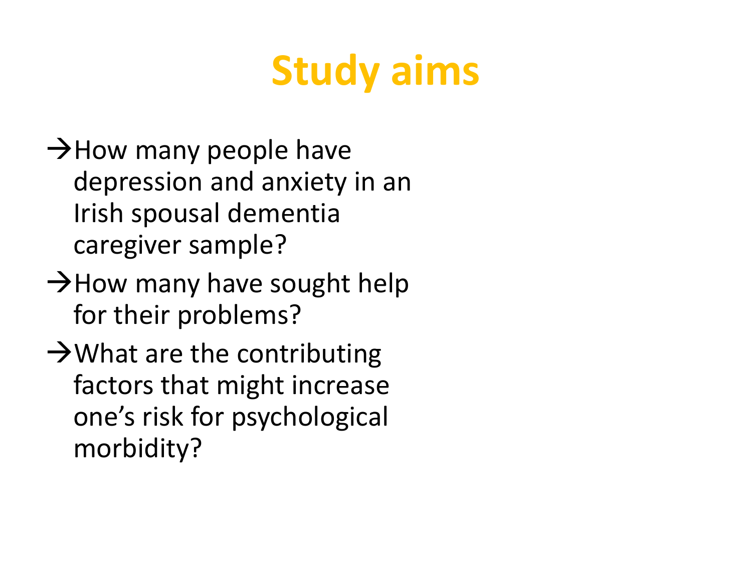# Study aims

- →How many people have depression and anxiety in an Irish spousal dementia caregiver sample?
- →How many have sought help for their problems?
- →What are the contributing factors that might increase one's risk for psychological morbidity?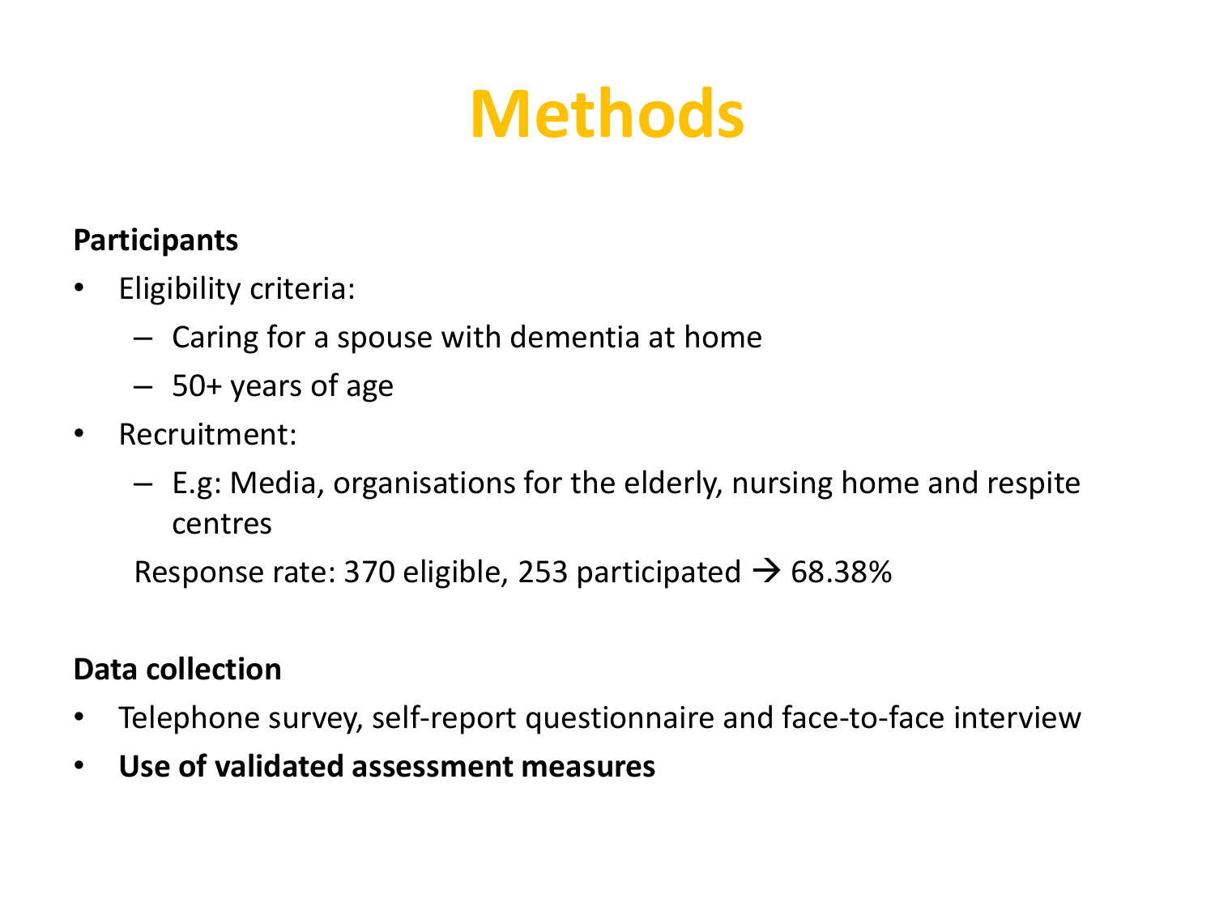# Methods

**Participants**

- Eligibility criteria:
  - Caring for a spouse with dementia at home
  - 50+ years of age
- Recruitment:
  - E.g: Media, organisations for the elderly, nursing home and respite centres

  Response rate: 370 eligible, 253 participated → 68.38%

**Data collection**

- Telephone survey, self-report questionnaire and face-to-face interview
- **Use of validated assessment measures**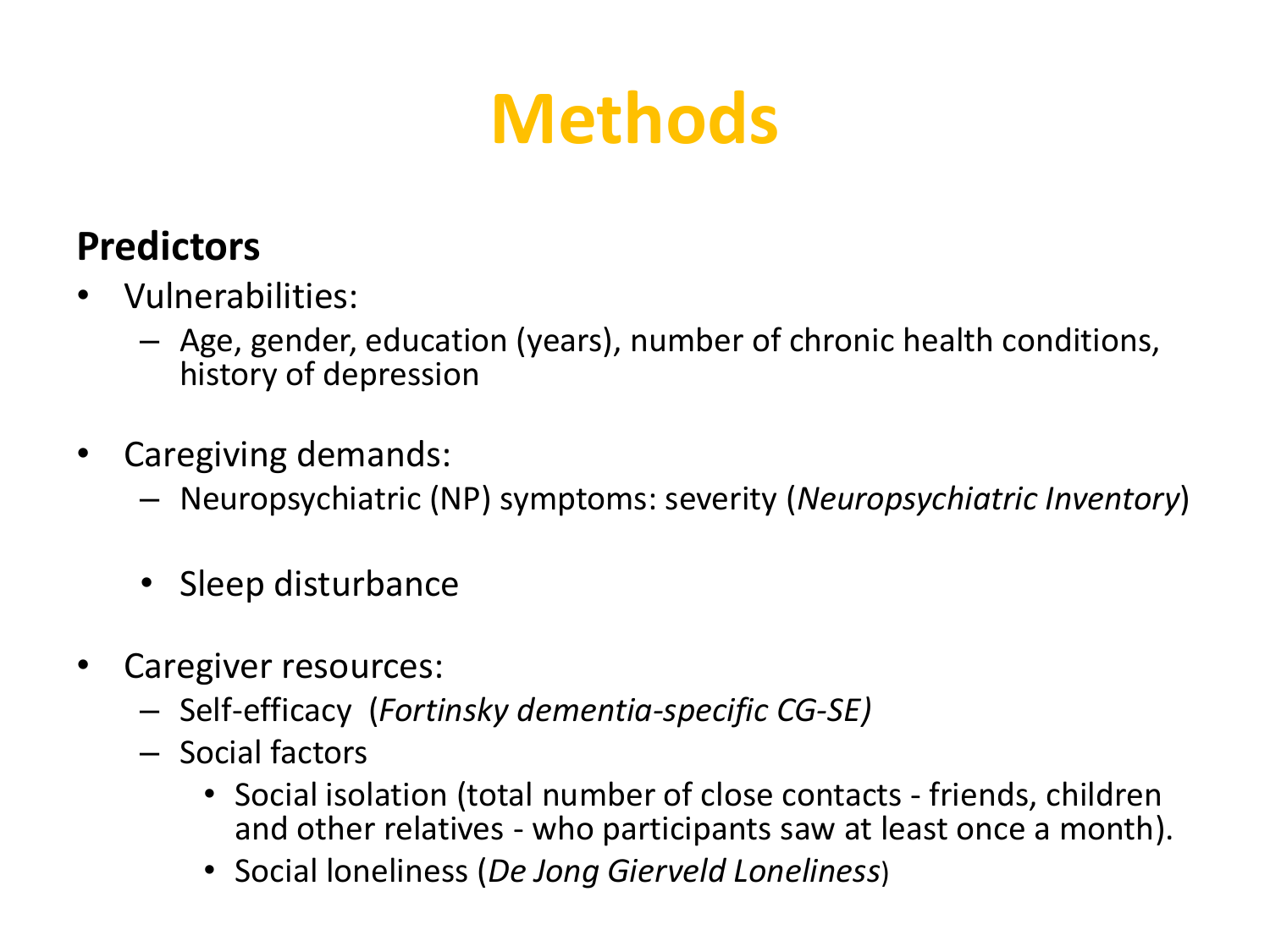# Methods

**Predictors**

- Vulnerabilities:
  - Age, gender, education (years), number of chronic health conditions, history of depression
- Caregiving demands:
  - Neuropsychiatric (NP) symptoms: severity (*Neuropsychiatric Inventory*)
    - Sleep disturbance
- Caregiver resources:
  - Self-efficacy (*Fortinsky dementia-specific CG-SE)*
  - Social factors
    - Social isolation (total number of close contacts - friends, children and other relatives - who participants saw at least once a month).
    - Social loneliness (*De Jong Gierveld Loneliness*)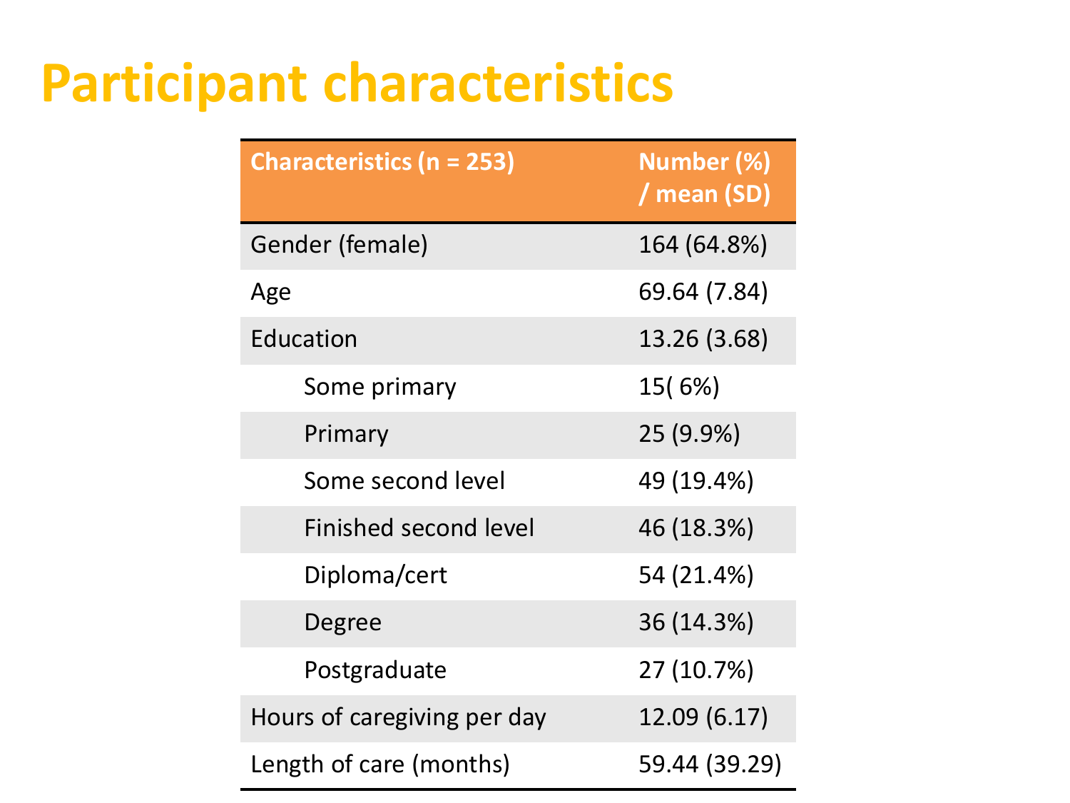# Participant characteristics

| Characteristics (n = 253) | Number (%) / mean (SD) |
|---|---|
| Gender (female) | 164 (64.8%) |
| Age | 69.64 (7.84) |
| Education | 13.26 (3.68) |
| Some primary | 15( 6%) |
| Primary | 25 (9.9%) |
| Some second level | 49 (19.4%) |
| Finished second level | 46 (18.3%) |
| Diploma/cert | 54 (21.4%) |
| Degree | 36 (14.3%) |
| Postgraduate | 27 (10.7%) |
| Hours of caregiving per day | 12.09 (6.17) |
| Length of care (months) | 59.44 (39.29) |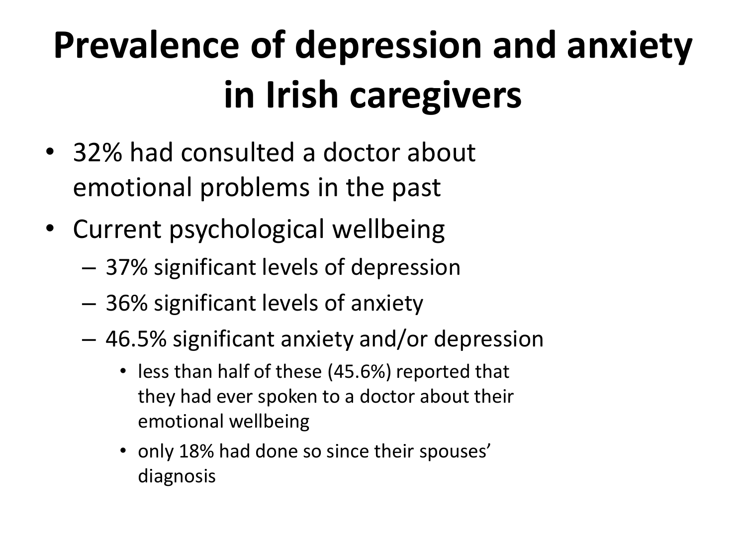# Prevalence of depression and anxiety in Irish caregivers

- 32% had consulted a doctor about emotional problems in the past
- Current psychological wellbeing
  - 37% significant levels of depression
  - 36% significant levels of anxiety
  - 46.5% significant anxiety and/or depression
    - less than half of these (45.6%) reported that they had ever spoken to a doctor about their emotional wellbeing
    - only 18% had done so since their spouses' diagnosis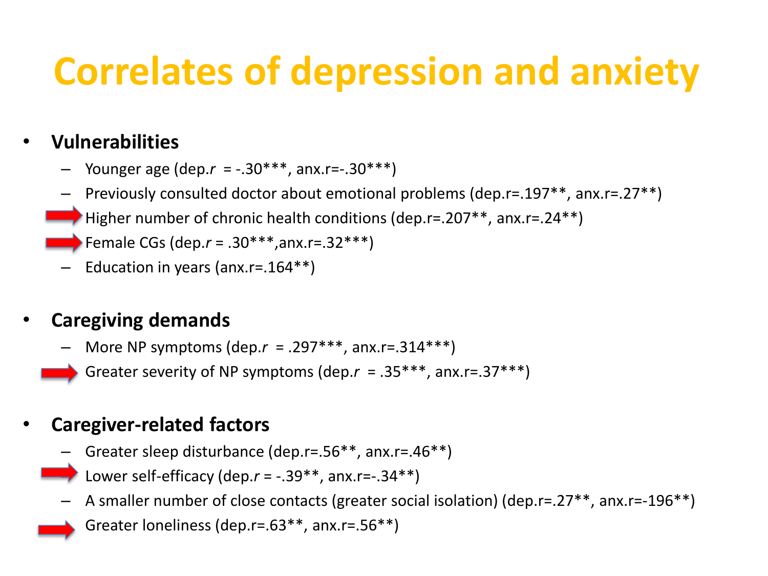# Correlates of depression and anxiety

- **Vulnerabilities**
  - Younger age (dep.$r$ = -.30***, anx.r=-.30***)
  - Previously consulted doctor about emotional problems (dep.r=.197**, anx.r=.27**)
  - Higher number of chronic health conditions (dep.r=.207**, anx.r=.24**)
  - Female CGs (dep.$r$ = .30***,anx.r=.32***)
  - Education in years (anx.r=.164**)

- **Caregiving demands**
  - More NP symptoms (dep.$r$ = .297***, anx.r=.314***)
  - Greater severity of NP symptoms (dep.$r$ = .35***, anx.r=.37***)

- **Caregiver-related factors**
  - Greater sleep disturbance (dep.r=.56**, anx.r=.46**)
  - Lower self-efficacy (dep.$r$ = -.39**, anx.r=-.34**)
  - A smaller number of close contacts (greater social isolation) (dep.r=.27**, anx.r=-196**)
  - Greater loneliness (dep.r=.63**, anx.r=.56**)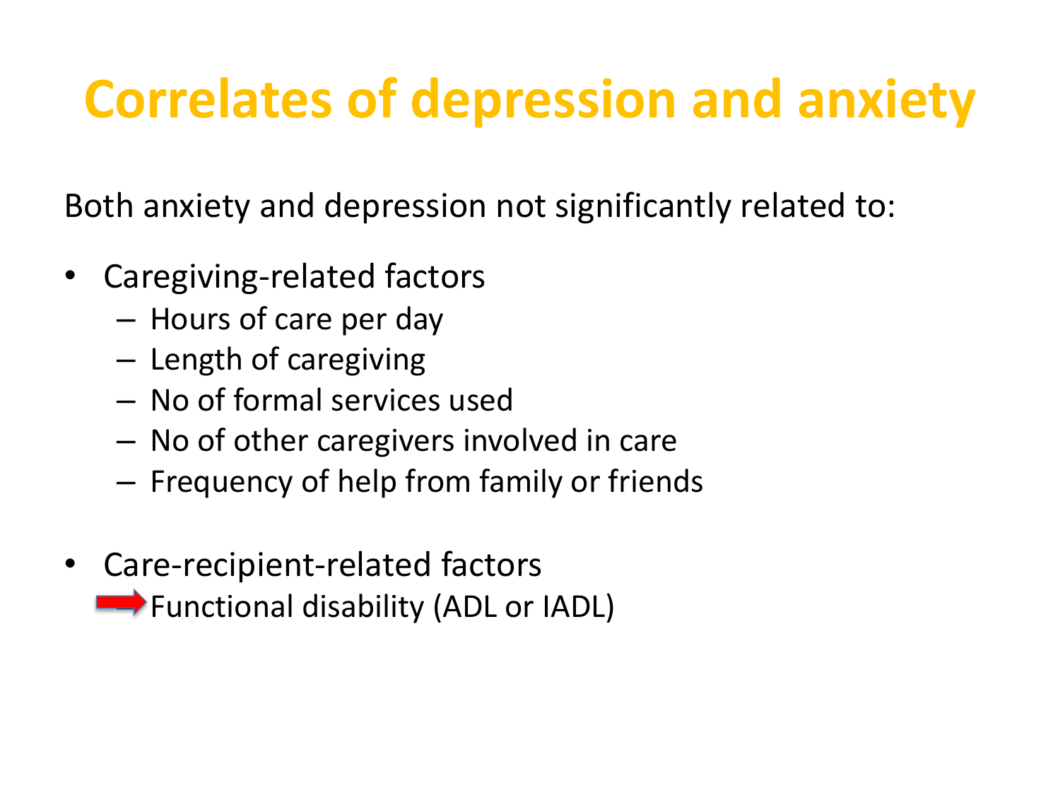# Correlates of depression and anxiety

Both anxiety and depression not significantly related to:

- Caregiving-related factors
  - Hours of care per day
  - Length of caregiving
  - No of formal services used
  - No of other caregivers involved in care
  - Frequency of help from family or friends

- Care-recipient-related factors
  - Functional disability (ADL or IADL)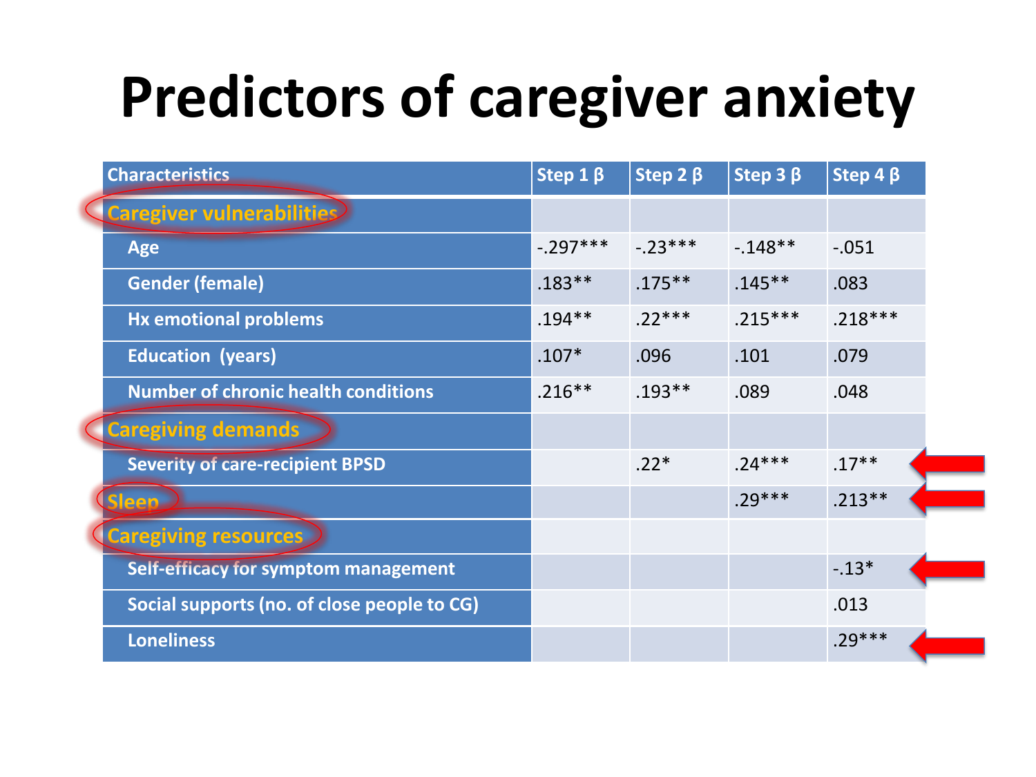# Predictors of caregiver anxiety

| Characteristics | Step 1 β | Step 2 β | Step 3 β | Step 4 β |
|---|---|---|---|---|
| **Caregiver vulnerabilities** | | | | |
| Age | -.297*** | -.23*** | -.148** | -.051 |
| Gender (female) | .183** | .175** | .145** | .083 |
| Hx emotional problems | .194** | .22*** | .215*** | .218*** |
| Education (years) | .107* | .096 | .101 | .079 |
| Number of chronic health conditions | .216** | .193** | .089 | .048 |
| **Caregiving demands** | | | | |
| Severity of care-recipient BPSD | | .22* | .24*** | .17** |
| **Sleep** | | | .29*** | .213** |
| **Caregiving resources** | | | | |
| Self-efficacy for symptom management | | | | -.13* |
| Social supports (no. of close people to CG) | | | | .013 |
| Loneliness | | | | .29*** |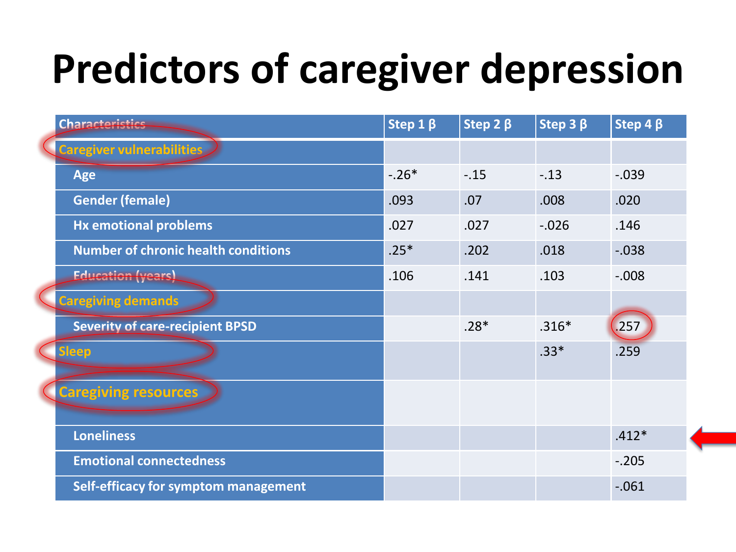# Predictors of caregiver depression

| Characteristics | Step 1 β | Step 2 β | Step 3 β | Step 4 β |
|---|---|---|---|---|
| Caregiver vulnerabilities | | | | |
| Age | -.26* | -.15 | -.13 | -.039 |
| Gender (female) | .093 | .07 | .008 | .020 |
| Hx emotional problems | .027 | .027 | -.026 | .146 |
| Number of chronic health conditions | .25* | .202 | .018 | -.038 |
| Education (years) | .106 | .141 | .103 | -.008 |
| Caregiving demands | | | | |
| Severity of care-recipient BPSD | | .28* | .316* | .257 |
| Sleep | | | .33* | .259 |
| Caregiving resources | | | | |
| Loneliness | | | | .412* |
| Emotional connectedness | | | | -.205 |
| Self-efficacy for symptom management | | | | -.061 |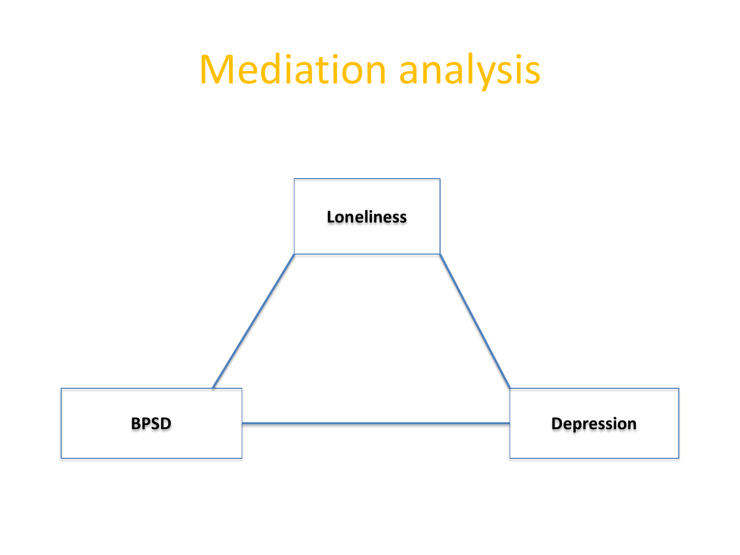# Mediation analysis

Loneliness

BPSD

Depression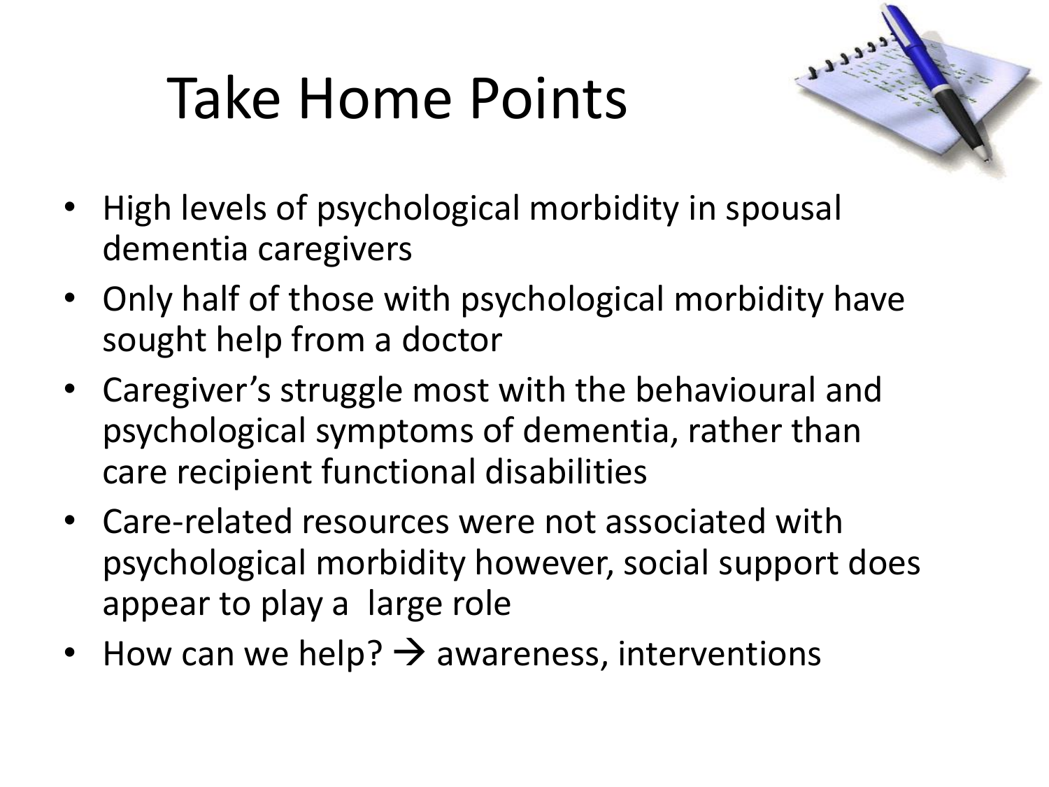# Take Home Points

- High levels of psychological morbidity in spousal dementia caregivers
- Only half of those with psychological morbidity have sought help from a doctor
- Caregiver’s struggle most with the behavioural and psychological symptoms of dementia, rather than care recipient functional disabilities
- Care-related resources were not associated with psychological morbidity however, social support does appear to play a  large role
- How can we help? → awareness, interventions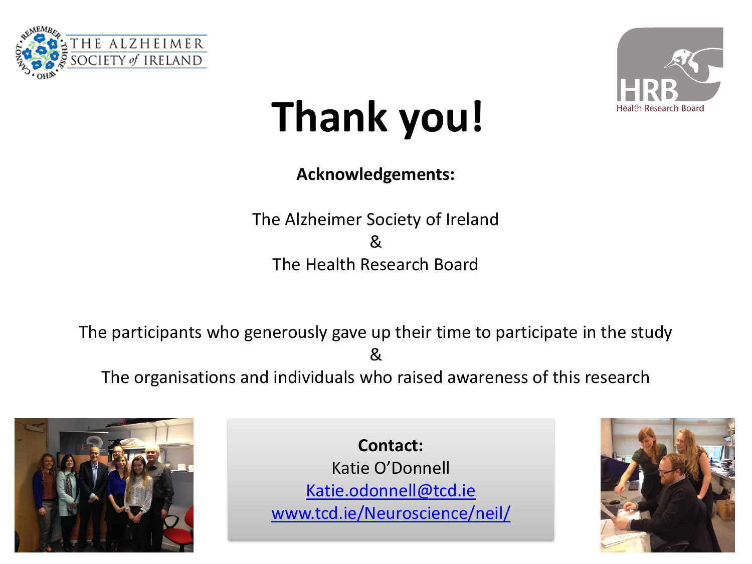# Thank you!

**Acknowledgements:**

The Alzheimer Society of Ireland
&
The Health Research Board

The participants who generously gave up their time to participate in the study
&
The organisations and individuals who raised awareness of this research

**Contact:**
Katie O'Donnell
Katie.odonnell@tcd.ie
www.tcd.ie/Neuroscience/neil/